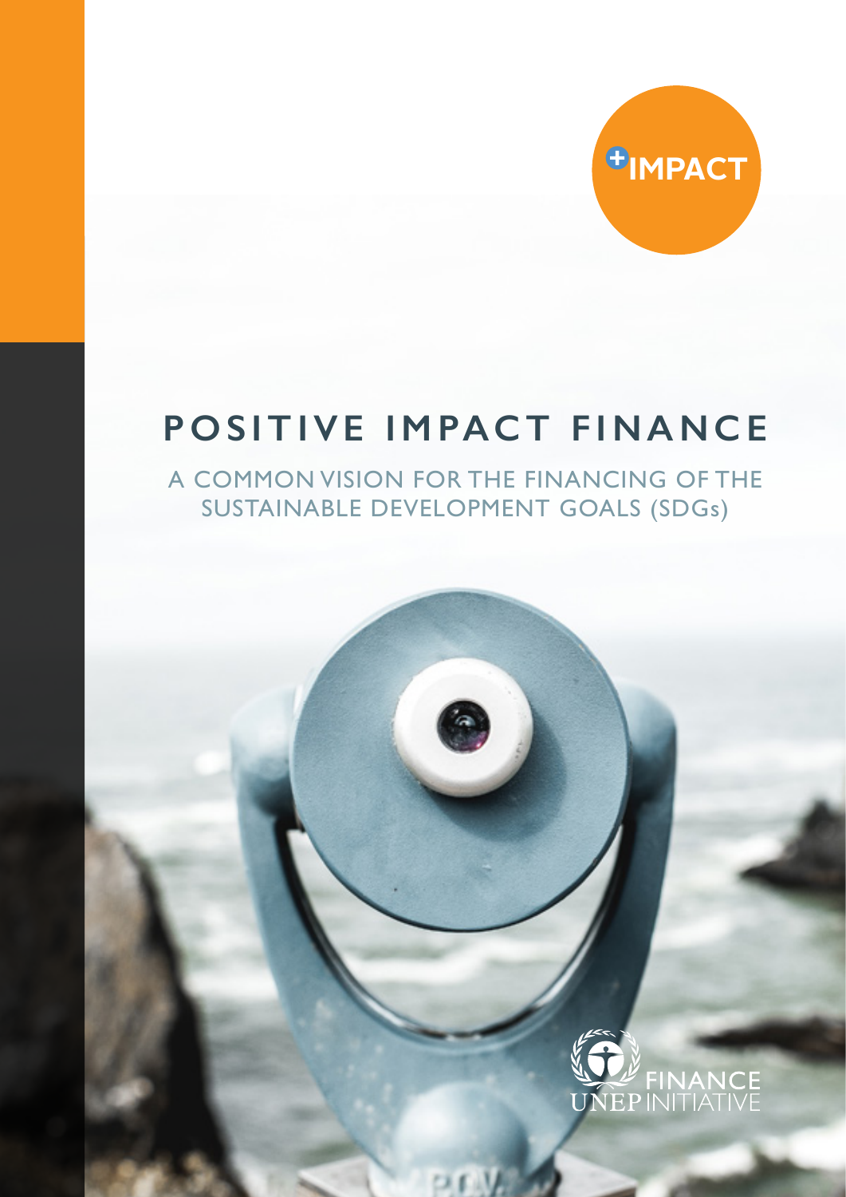+IMPACT

# POSITIVE IMPACT FINANCE

## A COMMON VISION FOR THE FINANCING OF THE SUSTAINABLE DEVELOPMENT GOALS (SDGs)

UNEP FINANCE INITIATIVE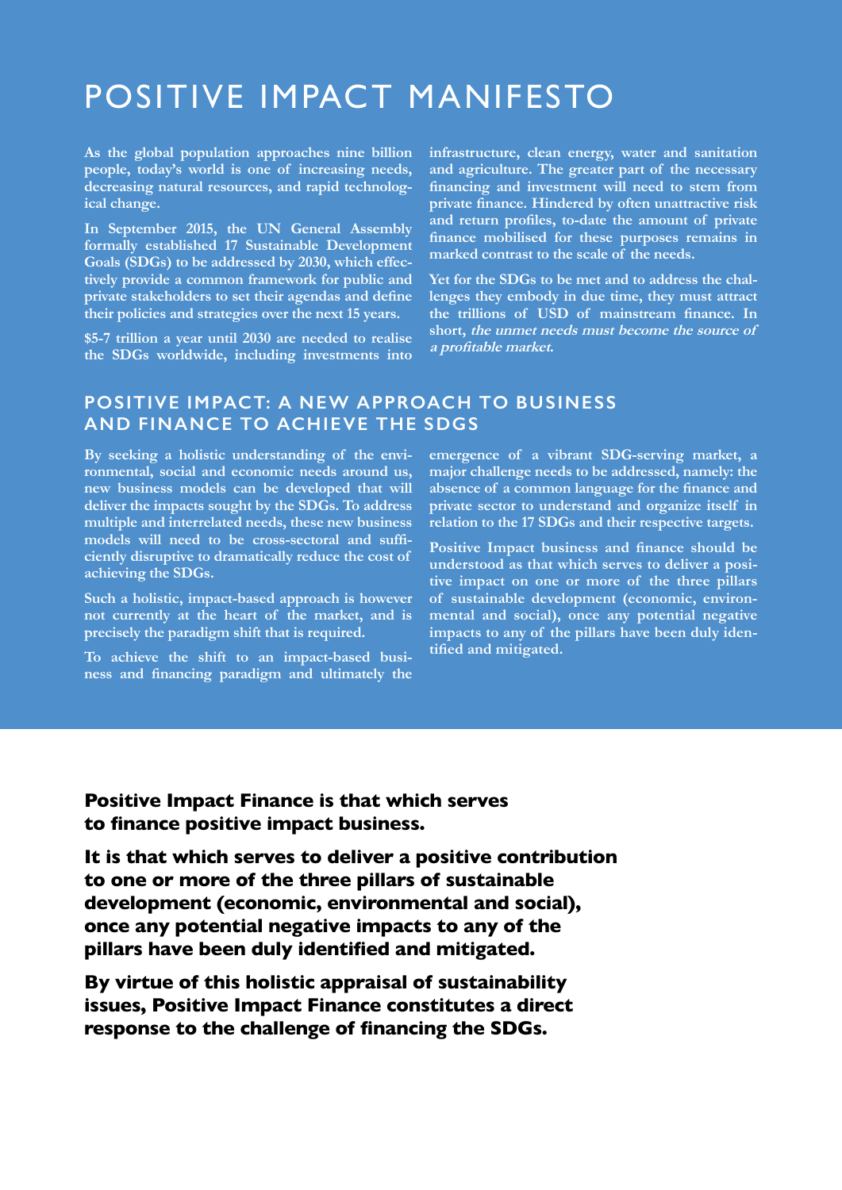# POSITIVE IMPACT MANIFESTO

**As the global population approaches nine billion people, today's world is one of increasing needs, decreasing natural resources, and rapid technological change.**

**In September 2015, the UN General Assembly formally established 17 Sustainable Development Goals (SDGs) to be addressed by 2030, which effectively provide a common framework for public and private stakeholders to set their agendas and define their policies and strategies over the next 15 years.**

**$5-7 trillion a year until 2030 are needed to realise the SDGs worldwide, including investments into infrastructure, clean energy, water and sanitation and agriculture. The greater part of the necessary financing and investment will need to stem from private finance. Hindered by often unattractive risk and return profiles, to-date the amount of private finance mobilised for these purposes remains in marked contrast to the scale of the needs.**

**Yet for the SDGs to be met and to address the challenges they embody in due time, they must attract the trillions of USD of mainstream finance. In short, *the unmet needs must become the source of a profitable market.***

## POSITIVE IMPACT: A NEW APPROACH TO BUSINESS AND FINANCE TO ACHIEVE THE SDGS

**By seeking a holistic understanding of the environmental, social and economic needs around us, new business models can be developed that will deliver the impacts sought by the SDGs. To address multiple and interrelated needs, these new business models will need to be cross-sectoral and sufficiently disruptive to dramatically reduce the cost of achieving the SDGs.**

**Such a holistic, impact-based approach is however not currently at the heart of the market, and is precisely the paradigm shift that is required.**

**To achieve the shift to an impact-based business and financing paradigm and ultimately the emergence of a vibrant SDG-serving market, a major challenge needs to be addressed, namely: the absence of a common language for the finance and private sector to understand and organize itself in relation to the 17 SDGs and their respective targets.**

**Positive Impact business and finance should be understood as that which serves to deliver a positive impact on one or more of the three pillars of sustainable development (economic, environmental and social), once any potential negative impacts to any of the pillars have been duly identified and mitigated.**

**Positive Impact Finance is that which serves to finance positive impact business.**

**It is that which serves to deliver a positive contribution to one or more of the three pillars of sustainable development (economic, environmental and social), once any potential negative impacts to any of the pillars have been duly identified and mitigated.**

**By virtue of this holistic appraisal of sustainability issues, Positive Impact Finance constitutes a direct response to the challenge of financing the SDGs.**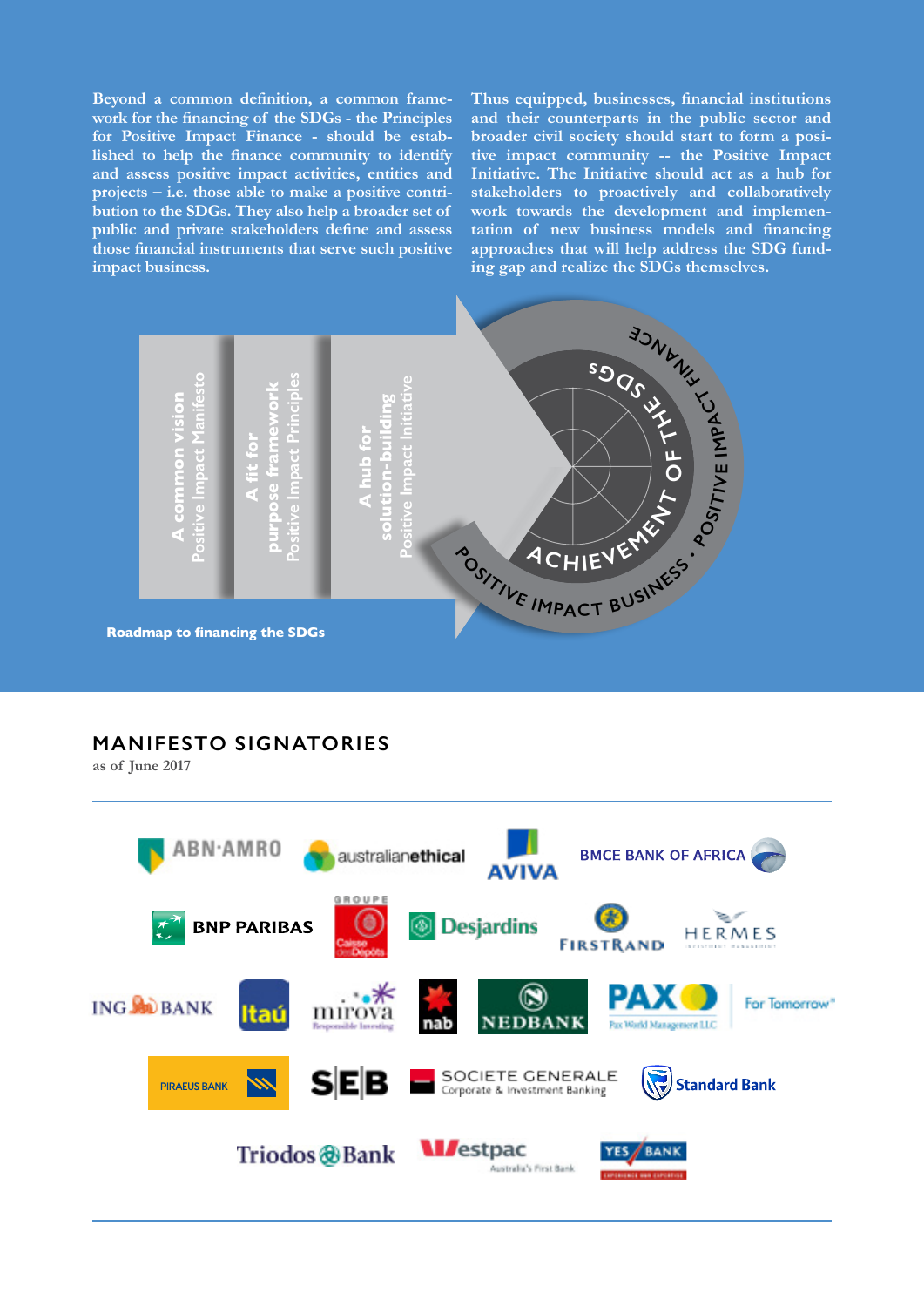Beyond a common definition, a common framework for the financing of the SDGs - the Principles for Positive Impact Finance - should be established to help the finance community to identify and assess positive impact activities, entities and projects – i.e. those able to make a positive contribution to the SDGs. They also help a broader set of public and private stakeholders define and assess those financial instruments that serve such positive impact business.

Thus equipped, businesses, financial institutions and their counterparts in the public sector and broader civil society should start to form a positive impact community -- the Positive Impact Initiative. The Initiative should act as a hub for stakeholders to proactively and collaboratively work towards the development and implementation of new business models and financing approaches that will help address the SDG funding gap and realize the SDGs themselves.

**A common vision**
Positive Impact Manifesto

**A fit for purpose framework**
Positive Impact Principles

**A hub for solution-building**
Positive Impact Initiative

ACHIEVEMENT OF THE SDGs

POSITIVE IMPACT BUSINESS · POSITIVE IMPACT FINANCE

**Roadmap to financing the SDGs**

## MANIFESTO SIGNATORIES

as of June 2017

ABN·AMRO, australianethical, AVIVA, BMCE BANK OF AFRICA, BNP PARIBAS, Groupe Caisse des Dépôts, Desjardins, FIRSTRAND, HERMES Investment Management, ING BANK, Itaú, mirova Responsible Investing, nab, NEDBANK, PAX Pax World Management LLC For Tomorrow, PIRAEUS BANK, SEB, SOCIETE GENERALE Corporate & Investment Banking, Standard Bank, Triodos Bank, Westpac Australia's First Bank, YES BANK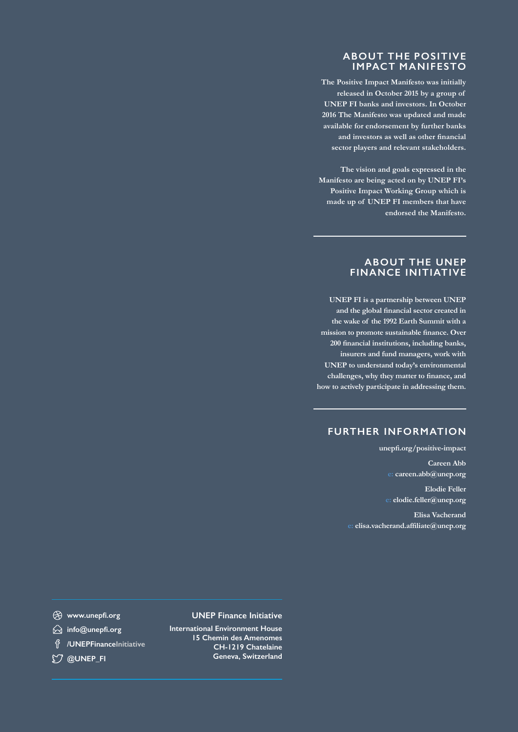## ABOUT THE POSITIVE IMPACT MANIFESTO

The Positive Impact Manifesto was initially released in October 2015 by a group of UNEP FI banks and investors. In October 2016 The Manifesto was updated and made available for endorsement by further banks and investors as well as other financial sector players and relevant stakeholders.

The vision and goals expressed in the Manifesto are being acted on by UNEP FI's Positive Impact Working Group which is made up of UNEP FI members that have endorsed the Manifesto.

## ABOUT THE UNEP FINANCE INITIATIVE

UNEP FI is a partnership between UNEP and the global financial sector created in the wake of the 1992 Earth Summit with a mission to promote sustainable finance. Over 200 financial institutions, including banks, insurers and fund managers, work with UNEP to understand today's environmental challenges, why they matter to finance, and how to actively participate in addressing them.

## FURTHER INFORMATION

unepfi.org/positive-impact

Careen Abb
e: careen.abb@unep.org

Elodie Feller
e: elodie.feller@unep.org

Elisa Vacherand
e: elisa.vacherand.affiliate@unep.org

www.unepfi.org
info@unepfi.org
/UNEPFinanceInitiative
@UNEP_FI

**UNEP Finance Initiative**
International Environment House
15 Chemin des Amenomes
CH-1219 Chatelaine
Geneva, Switzerland